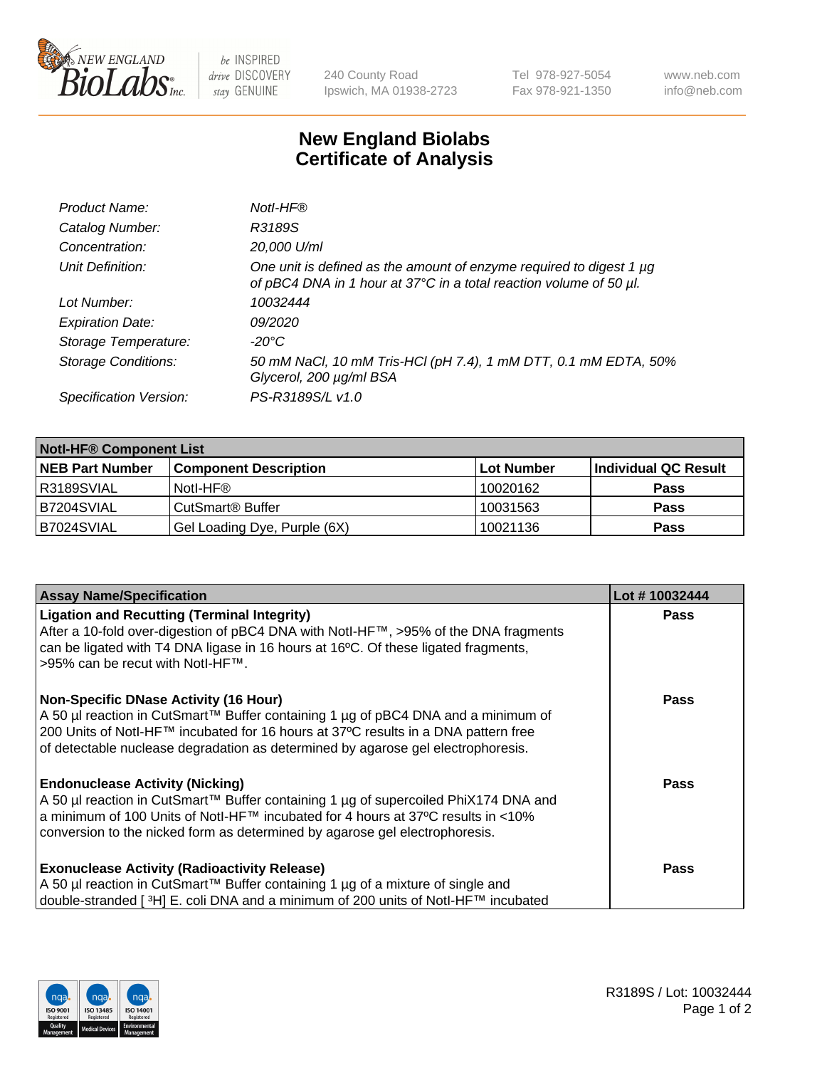# New England Biolabs Certificate of Analysis

| | |
|---|---|
| *Product Name:* | *NotI-HF®* |
| *Catalog Number:* | *R3189S* |
| *Concentration:* | *20,000 U/ml* |
| *Unit Definition:* | *One unit is defined as the amount of enzyme required to digest 1 µg of pBC4 DNA in 1 hour at 37°C in a total reaction volume of 50 µl.* |
| *Lot Number:* | *10032444* |
| *Expiration Date:* | *09/2020* |
| *Storage Temperature:* | *-20°C* |
| *Storage Conditions:* | *50 mM NaCl, 10 mM Tris-HCl (pH 7.4), 1 mM DTT, 0.1 mM EDTA, 50% Glycerol, 200 µg/ml BSA* |
| *Specification Version:* | *PS-R3189S/L v1.0* |

| **NotI-HF® Component List** | | | |
|---|---|---|---|
| **NEB Part Number** | **Component Description** | **Lot Number** | **Individual QC Result** |
| R3189SVIAL | NotI-HF® | 10020162 | **Pass** |
| B7204SVIAL | CutSmart® Buffer | 10031563 | **Pass** |
| B7024SVIAL | Gel Loading Dye, Purple (6X) | 10021136 | **Pass** |

| **Assay Name/Specification** | **Lot # 10032444** |
|---|---|
| **Ligation and Recutting (Terminal Integrity)** After a 10-fold over-digestion of pBC4 DNA with NotI-HF™, >95% of the DNA fragments can be ligated with T4 DNA ligase in 16 hours at 16ºC. Of these ligated fragments, >95% can be recut with NotI-HF™. | **Pass** |
| **Non-Specific DNase Activity (16 Hour)** A 50 µl reaction in CutSmart™ Buffer containing 1 µg of pBC4 DNA and a minimum of 200 Units of NotI-HF™ incubated for 16 hours at 37ºC results in a DNA pattern free of detectable nuclease degradation as determined by agarose gel electrophoresis. | **Pass** |
| **Endonuclease Activity (Nicking)** A 50 µl reaction in CutSmart™ Buffer containing 1 µg of supercoiled PhiX174 DNA and a minimum of 100 Units of NotI-HF™ incubated for 4 hours at 37ºC results in <10% conversion to the nicked form as determined by agarose gel electrophoresis. | **Pass** |
| **Exonuclease Activity (Radioactivity Release)** A 50 µl reaction in CutSmart™ Buffer containing 1 µg of a mixture of single and double-stranded [ $^3$H] E. coli DNA and a minimum of 200 units of NotI-HF™ incubated | **Pass** |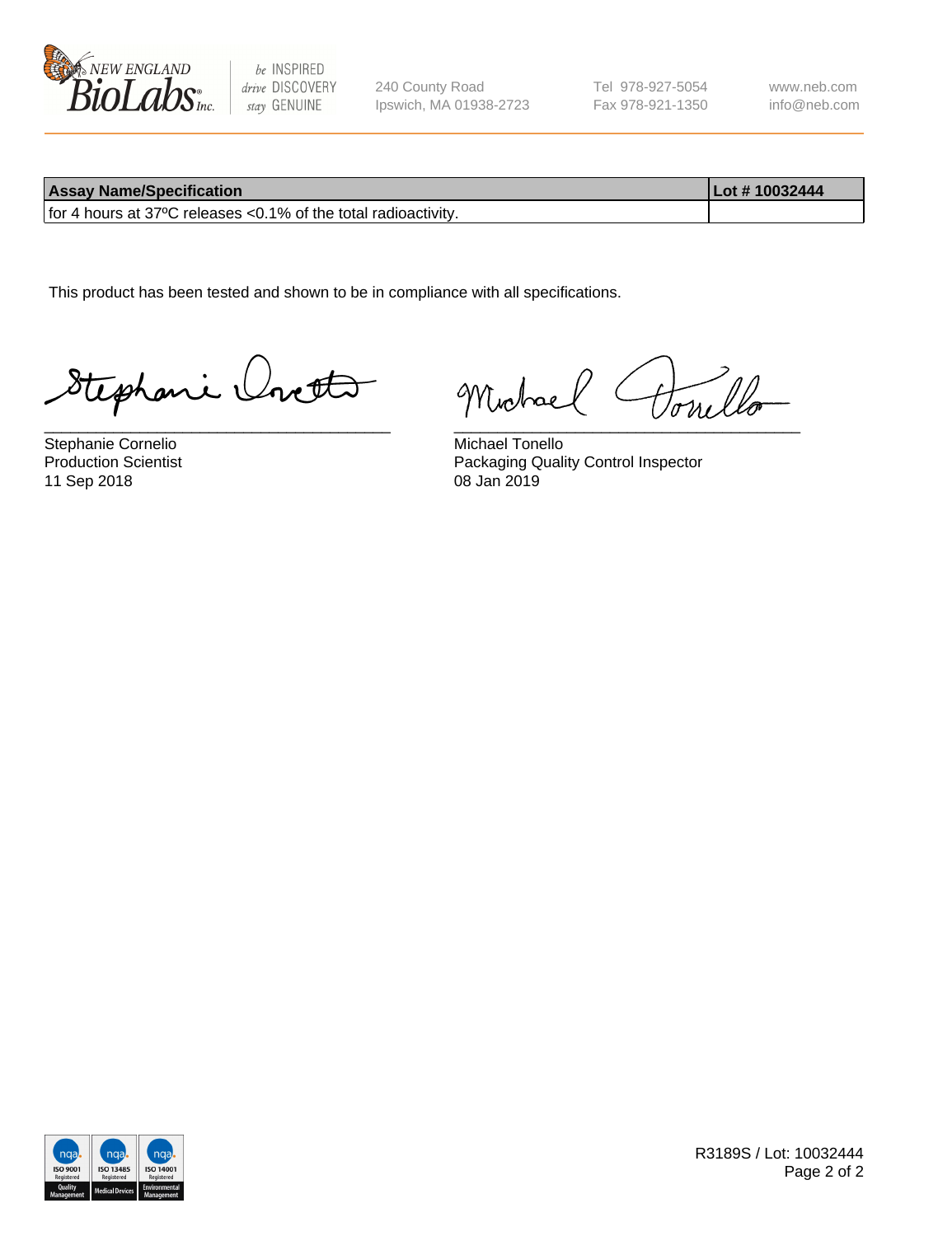| Assay Name/Specification | Lot # 10032444 |
| --- | --- |
| for 4 hours at 37ºC releases <0.1% of the total radioactivity. | |

This product has been tested and shown to be in compliance with all specifications.

Stephanie Cornelio
Production Scientist
11 Sep 2018

Michael Tonello
Packaging Quality Control Inspector
08 Jan 2019

R3189S / Lot: 10032444